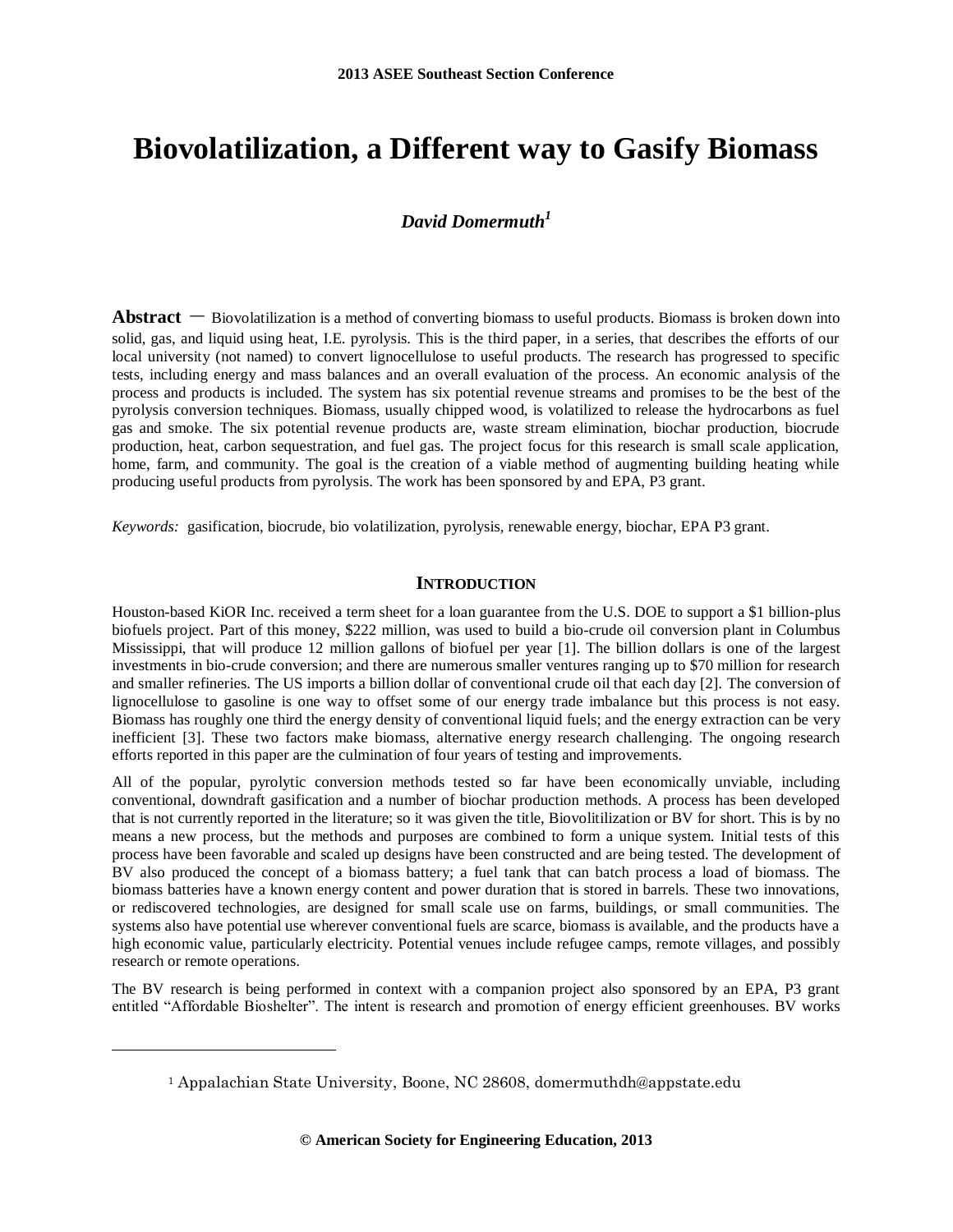# Biovolatilization, a Different way to Gasify Biomass

***David Domermuth*** [1]

**Abstract** — Biovolatilization is a method of converting biomass to useful products. Biomass is broken down into solid, gas, and liquid using heat, I.E. pyrolysis. This is the third paper, in a series, that describes the efforts of our local university (not named) to convert lignocellulose to useful products. The research has progressed to specific tests, including energy and mass balances and an overall evaluation of the process. An economic analysis of the process and products is included. The system has six potential revenue streams and promises to be the best of the pyrolysis conversion techniques. Biomass, usually chipped wood, is volatilized to release the hydrocarbons as fuel gas and smoke. The six potential revenue products are, waste stream elimination, biochar production, biocrude production, heat, carbon sequestration, and fuel gas. The project focus for this research is small scale application, home, farm, and community. The goal is the creation of a viable method of augmenting building heating while producing useful products from pyrolysis. The work has been sponsored by and EPA, P3 grant.

*Keywords:* gasification, biocrude, bio volatilization, pyrolysis, renewable energy, biochar, EPA P3 grant.

## INTRODUCTION

Houston-based KiOR Inc. received a term sheet for a loan guarantee from the U.S. DOE to support a $1 billion-plus biofuels project. Part of this money, $222 million, was used to build a bio-crude oil conversion plant in Columbus Mississippi, that will produce 12 million gallons of biofuel per year [1]. The billion dollars is one of the largest investments in bio-crude conversion; and there are numerous smaller ventures ranging up to $70 million for research and smaller refineries. The US imports a billion dollar of conventional crude oil that each day [2]. The conversion of lignocellulose to gasoline is one way to offset some of our energy trade imbalance but this process is not easy. Biomass has roughly one third the energy density of conventional liquid fuels; and the energy extraction can be very inefficient [3]. These two factors make biomass, alternative energy research challenging. The ongoing research efforts reported in this paper are the culmination of four years of testing and improvements.

All of the popular, pyrolytic conversion methods tested so far have been economically unviable, including conventional, downdraft gasification and a number of biochar production methods. A process has been developed that is not currently reported in the literature; so it was given the title, Biovolitilization or BV for short. This is by no means a new process, but the methods and purposes are combined to form a unique system. Initial tests of this process have been favorable and scaled up designs have been constructed and are being tested. The development of BV also produced the concept of a biomass battery; a fuel tank that can batch process a load of biomass. The biomass batteries have a known energy content and power duration that is stored in barrels. These two innovations, or rediscovered technologies, are designed for small scale use on farms, buildings, or small communities. The systems also have potential use wherever conventional fuels are scarce, biomass is available, and the products have a high economic value, particularly electricity. Potential venues include refugee camps, remote villages, and possibly research or remote operations.

The BV research is being performed in context with a companion project also sponsored by an EPA, P3 grant entitled "Affordable Bioshelter". The intent is research and promotion of energy efficient greenhouses. BV works

---

[1] Appalachian State University, Boone, NC 28608, domermuthdh@appstate.edu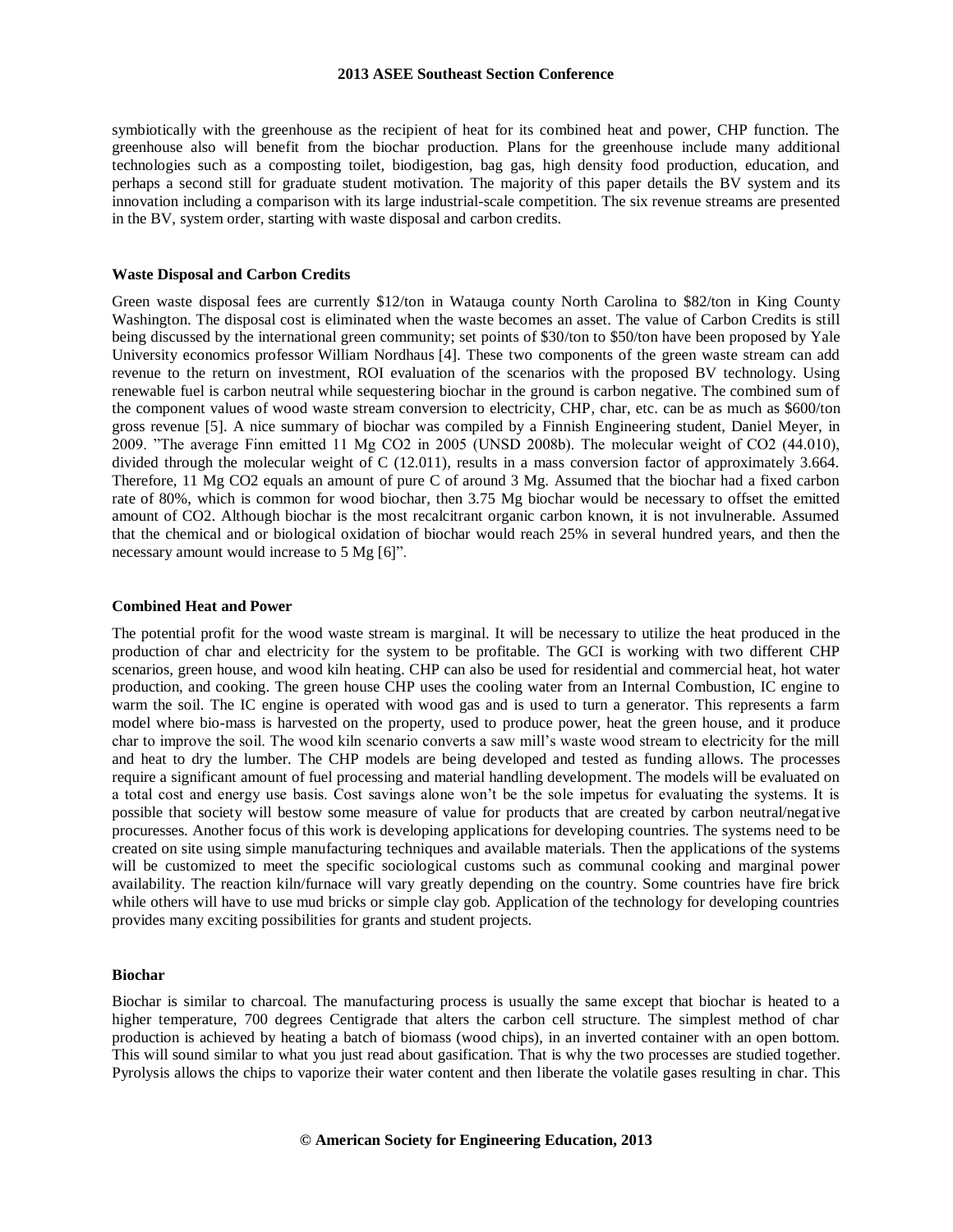symbiotically with the greenhouse as the recipient of heat for its combined heat and power, CHP function. The greenhouse also will benefit from the biochar production. Plans for the greenhouse include many additional technologies such as a composting toilet, biodigestion, bag gas, high density food production, education, and perhaps a second still for graduate student motivation. The majority of this paper details the BV system and its innovation including a comparison with its large industrial-scale competition. The six revenue streams are presented in the BV, system order, starting with waste disposal and carbon credits.

### Waste Disposal and Carbon Credits

Green waste disposal fees are currently \$12/ton in Watauga county North Carolina to \$82/ton in King County Washington. The disposal cost is eliminated when the waste becomes an asset. The value of Carbon Credits is still being discussed by the international green community; set points of \$30/ton to \$50/ton have been proposed by Yale University economics professor William Nordhaus [4]. These two components of the green waste stream can add revenue to the return on investment, ROI evaluation of the scenarios with the proposed BV technology. Using renewable fuel is carbon neutral while sequestering biochar in the ground is carbon negative. The combined sum of the component values of wood waste stream conversion to electricity, CHP, char, etc. can be as much as \$600/ton gross revenue [5]. A nice summary of biochar was compiled by a Finnish Engineering student, Daniel Meyer, in 2009. "The average Finn emitted 11 Mg $CO_2$ in 2005 (UNSD 2008b). The molecular weight of $CO_2$ (44.010), divided through the molecular weight of C (12.011), results in a mass conversion factor of approximately 3.664. Therefore, 11 Mg $CO_2$ equals an amount of pure C of around 3 Mg. Assumed that the biochar had a fixed carbon rate of 80%, which is common for wood biochar, then 3.75 Mg biochar would be necessary to offset the emitted amount of $CO_2$. Although biochar is the most recalcitrant organic carbon known, it is not invulnerable. Assumed that the chemical and or biological oxidation of biochar would reach 25% in several hundred years, and then the necessary amount would increase to 5 Mg [6]".

### Combined Heat and Power

The potential profit for the wood waste stream is marginal. It will be necessary to utilize the heat produced in the production of char and electricity for the system to be profitable. The GCI is working with two different CHP scenarios, green house, and wood kiln heating. CHP can also be used for residential and commercial heat, hot water production, and cooking. The green house CHP uses the cooling water from an Internal Combustion, IC engine to warm the soil. The IC engine is operated with wood gas and is used to turn a generator. This represents a farm model where bio-mass is harvested on the property, used to produce power, heat the green house, and it produce char to improve the soil. The wood kiln scenario converts a saw mill's waste wood stream to electricity for the mill and heat to dry the lumber. The CHP models are being developed and tested as funding allows. The processes require a significant amount of fuel processing and material handling development. The models will be evaluated on a total cost and energy use basis. Cost savings alone won't be the sole impetus for evaluating the systems. It is possible that society will bestow some measure of value for products that are created by carbon neutral/negative procuresses. Another focus of this work is developing applications for developing countries. The systems need to be created on site using simple manufacturing techniques and available materials. Then the applications of the systems will be customized to meet the specific sociological customs such as communal cooking and marginal power availability. The reaction kiln/furnace will vary greatly depending on the country. Some countries have fire brick while others will have to use mud bricks or simple clay gob. Application of the technology for developing countries provides many exciting possibilities for grants and student projects.

### Biochar

Biochar is similar to charcoal. The manufacturing process is usually the same except that biochar is heated to a higher temperature, 700 degrees Centigrade that alters the carbon cell structure. The simplest method of char production is achieved by heating a batch of biomass (wood chips), in an inverted container with an open bottom. This will sound similar to what you just read about gasification. That is why the two processes are studied together. Pyrolysis allows the chips to vaporize their water content and then liberate the volatile gases resulting in char. This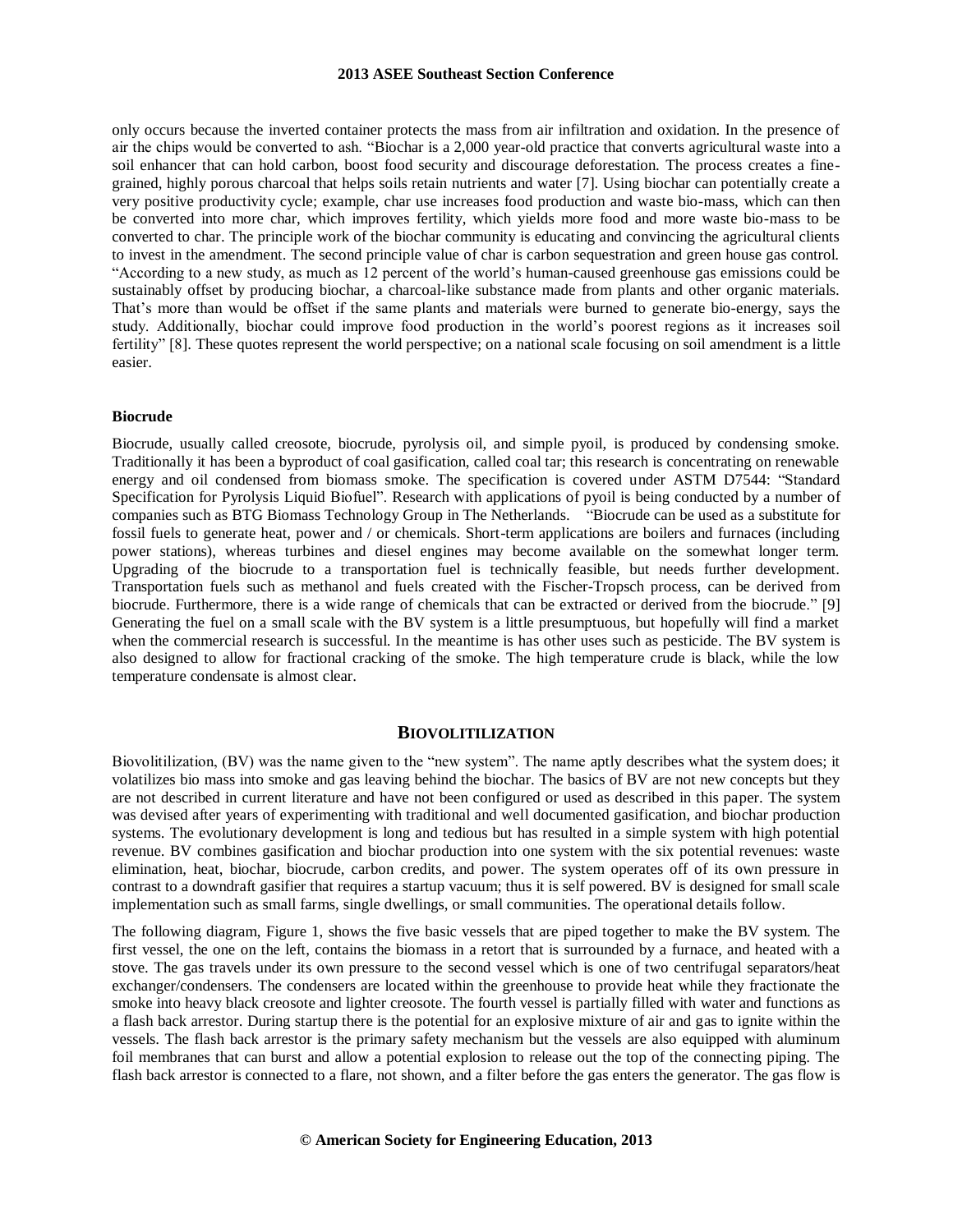only occurs because the inverted container protects the mass from air infiltration and oxidation. In the presence of air the chips would be converted to ash. "Biochar is a 2,000 year-old practice that converts agricultural waste into a soil enhancer that can hold carbon, boost food security and discourage deforestation. The process creates a fine-grained, highly porous charcoal that helps soils retain nutrients and water [7]. Using biochar can potentially create a very positive productivity cycle; example, char use increases food production and waste bio-mass, which can then be converted into more char, which improves fertility, which yields more food and more waste bio-mass to be converted to char. The principle work of the biochar community is educating and convincing the agricultural clients to invest in the amendment. The second principle value of char is carbon sequestration and green house gas control. "According to a new study, as much as 12 percent of the world's human-caused greenhouse gas emissions could be sustainably offset by producing biochar, a charcoal-like substance made from plants and other organic materials. That's more than would be offset if the same plants and materials were burned to generate bio-energy, says the study. Additionally, biochar could improve food production in the world's poorest regions as it increases soil fertility" [8]. These quotes represent the world perspective; on a national scale focusing on soil amendment is a little easier.

### Biocrude

Biocrude, usually called creosote, biocrude, pyrolysis oil, and simple pyoil, is produced by condensing smoke. Traditionally it has been a byproduct of coal gasification, called coal tar; this research is concentrating on renewable energy and oil condensed from biomass smoke. The specification is covered under ASTM D7544: "Standard Specification for Pyrolysis Liquid Biofuel". Research with applications of pyoil is being conducted by a number of companies such as BTG Biomass Technology Group in The Netherlands. "Biocrude can be used as a substitute for fossil fuels to generate heat, power and / or chemicals. Short-term applications are boilers and furnaces (including power stations), whereas turbines and diesel engines may become available on the somewhat longer term. Upgrading of the biocrude to a transportation fuel is technically feasible, but needs further development. Transportation fuels such as methanol and fuels created with the Fischer-Tropsch process, can be derived from biocrude. Furthermore, there is a wide range of chemicals that can be extracted or derived from the biocrude." [9] Generating the fuel on a small scale with the BV system is a little presumptuous, but hopefully will find a market when the commercial research is successful. In the meantime is has other uses such as pesticide. The BV system is also designed to allow for fractional cracking of the smoke. The high temperature crude is black, while the low temperature condensate is almost clear.

## BIOVOLITILIZATION

Biovolitilization, (BV) was the name given to the "new system". The name aptly describes what the system does; it volatilizes bio mass into smoke and gas leaving behind the biochar. The basics of BV are not new concepts but they are not described in current literature and have not been configured or used as described in this paper. The system was devised after years of experimenting with traditional and well documented gasification, and biochar production systems. The evolutionary development is long and tedious but has resulted in a simple system with high potential revenue. BV combines gasification and biochar production into one system with the six potential revenues: waste elimination, heat, biochar, biocrude, carbon credits, and power. The system operates off of its own pressure in contrast to a downdraft gasifier that requires a startup vacuum; thus it is self powered. BV is designed for small scale implementation such as small farms, single dwellings, or small communities. The operational details follow.

The following diagram, Figure 1, shows the five basic vessels that are piped together to make the BV system. The first vessel, the one on the left, contains the biomass in a retort that is surrounded by a furnace, and heated with a stove. The gas travels under its own pressure to the second vessel which is one of two centrifugal separators/heat exchanger/condensers. The condensers are located within the greenhouse to provide heat while they fractionate the smoke into heavy black creosote and lighter creosote. The fourth vessel is partially filled with water and functions as a flash back arrestor. During startup there is the potential for an explosive mixture of air and gas to ignite within the vessels. The flash back arrestor is the primary safety mechanism but the vessels are also equipped with aluminum foil membranes that can burst and allow a potential explosion to release out the top of the connecting piping. The flash back arrestor is connected to a flare, not shown, and a filter before the gas enters the generator. The gas flow is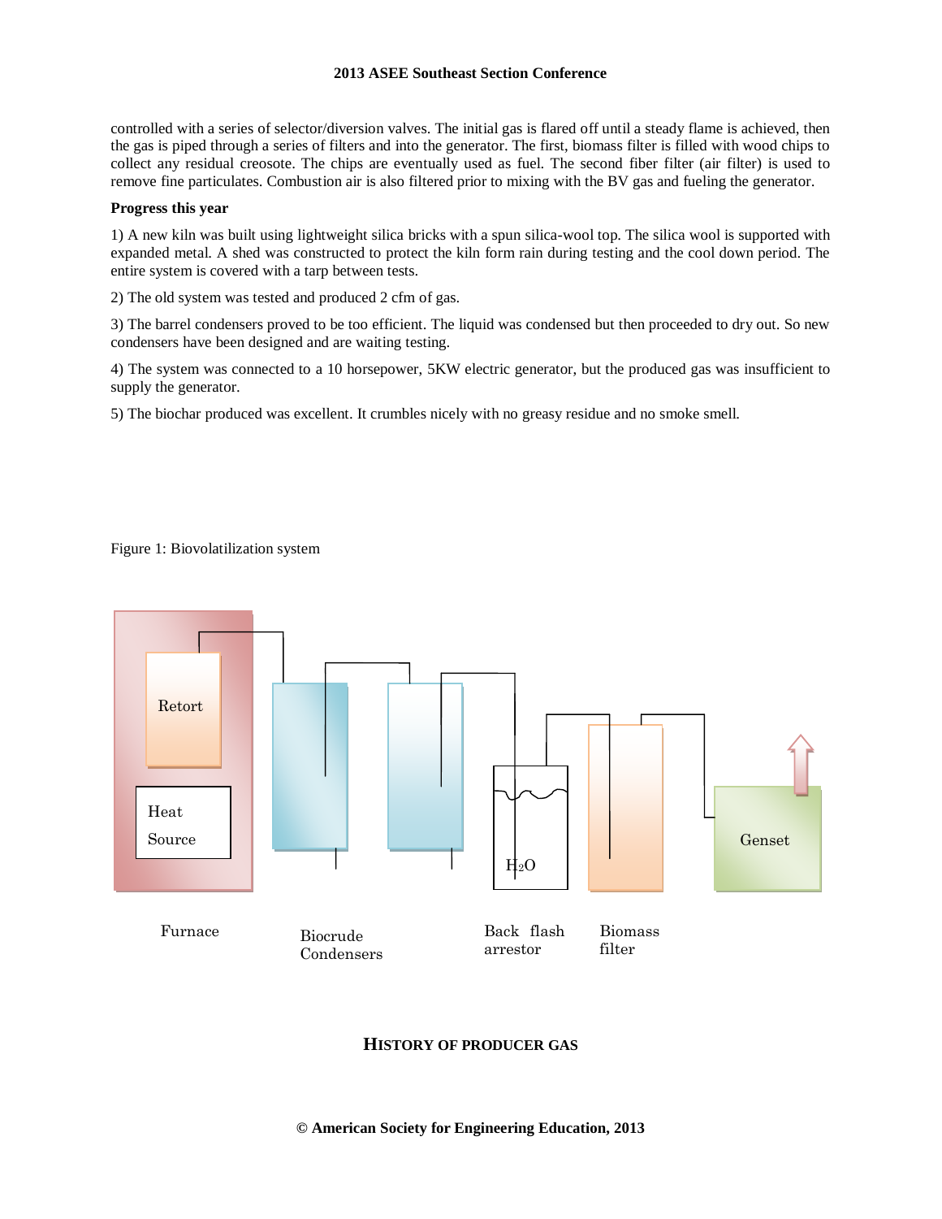controlled with a series of selector/diversion valves. The initial gas is flared off until a steady flame is achieved, then the gas is piped through a series of filters and into the generator. The first, biomass filter is filled with wood chips to collect any residual creosote. The chips are eventually used as fuel. The second fiber filter (air filter) is used to remove fine particulates. Combustion air is also filtered prior to mixing with the BV gas and fueling the generator.

**Progress this year**

1) A new kiln was built using lightweight silica bricks with a spun silica-wool top. The silica wool is supported with expanded metal. A shed was constructed to protect the kiln form rain during testing and the cool down period. The entire system is covered with a tarp between tests.

2) The old system was tested and produced 2 cfm of gas.

3) The barrel condensers proved to be too efficient. The liquid was condensed but then proceeded to dry out. So new condensers have been designed and are waiting testing.

4) The system was connected to a 10 horsepower, 5KW electric generator, but the produced gas was insufficient to supply the generator.

5) The biochar produced was excellent. It crumbles nicely with no greasy residue and no smoke smell.

Figure 1: Biovolatilization system

Retort

Heat Source

$H_2O$

Genset

Furnace

Biocrude Condensers

Back flash arrestor

Biomass filter

## History of Producer Gas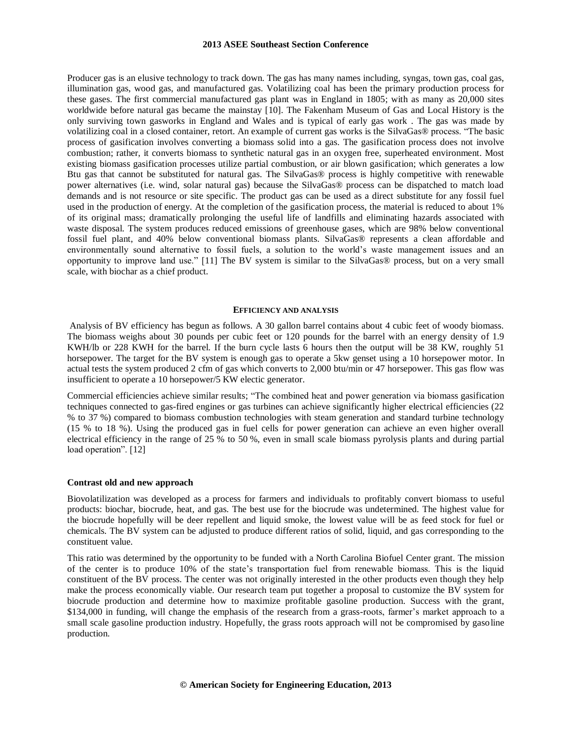Producer gas is an elusive technology to track down. The gas has many names including, syngas, town gas, coal gas, illumination gas, wood gas, and manufactured gas. Volatilizing coal has been the primary production process for these gases. The first commercial manufactured gas plant was in England in 1805; with as many as 20,000 sites worldwide before natural gas became the mainstay [10]. The Fakenham Museum of Gas and Local History is the only surviving town gasworks in England and Wales and is typical of early gas work . The gas was made by volatilizing coal in a closed container, retort. An example of current gas works is the SilvaGas® process. "The basic process of gasification involves converting a biomass solid into a gas. The gasification process does not involve combustion; rather, it converts biomass to synthetic natural gas in an oxygen free, superheated environment. Most existing biomass gasification processes utilize partial combustion, or air blown gasification; which generates a low Btu gas that cannot be substituted for natural gas. The SilvaGas® process is highly competitive with renewable power alternatives (i.e. wind, solar natural gas) because the SilvaGas® process can be dispatched to match load demands and is not resource or site specific. The product gas can be used as a direct substitute for any fossil fuel used in the production of energy. At the completion of the gasification process, the material is reduced to about 1% of its original mass; dramatically prolonging the useful life of landfills and eliminating hazards associated with waste disposal. The system produces reduced emissions of greenhouse gases, which are 98% below conventional fossil fuel plant, and 40% below conventional biomass plants. SilvaGas® represents a clean affordable and environmentally sound alternative to fossil fuels, a solution to the world's waste management issues and an opportunity to improve land use." [11] The BV system is similar to the SilvaGas® process, but on a very small scale, with biochar as a chief product.

## EFFICIENCY AND ANALYSIS

Analysis of BV efficiency has begun as follows. A 30 gallon barrel contains about 4 cubic feet of woody biomass. The biomass weighs about 30 pounds per cubic feet or 120 pounds for the barrel with an energy density of 1.9 KWH/lb or 228 KWH for the barrel. If the burn cycle lasts 6 hours then the output will be 38 KW, roughly 51 horsepower. The target for the BV system is enough gas to operate a 5kw genset using a 10 horsepower motor. In actual tests the system produced 2 cfm of gas which converts to 2,000 btu/min or 47 horsepower. This gas flow was insufficient to operate a 10 horsepower/5 KW electic generator.

Commercial efficiencies achieve similar results; "The combined heat and power generation via biomass gasification techniques connected to gas-fired engines or gas turbines can achieve significantly higher electrical efficiencies (22 % to 37 %) compared to biomass combustion technologies with steam generation and standard turbine technology (15 % to 18 %). Using the produced gas in fuel cells for power generation can achieve an even higher overall electrical efficiency in the range of 25 % to 50 %, even in small scale biomass pyrolysis plants and during partial load operation". [12]

### Contrast old and new approach

Biovolatilization was developed as a process for farmers and individuals to profitably convert biomass to useful products: biochar, biocrude, heat, and gas. The best use for the biocrude was undetermined. The highest value for the biocrude hopefully will be deer repellent and liquid smoke, the lowest value will be as feed stock for fuel or chemicals. The BV system can be adjusted to produce different ratios of solid, liquid, and gas corresponding to the constituent value.

This ratio was determined by the opportunity to be funded with a North Carolina Biofuel Center grant. The mission of the center is to produce 10% of the state's transportation fuel from renewable biomass. This is the liquid constituent of the BV process. The center was not originally interested in the other products even though they help make the process economically viable. Our research team put together a proposal to customize the BV system for biocrude production and determine how to maximize profitable gasoline production. Success with the grant, $134,000 in funding, will change the emphasis of the research from a grass-roots, farmer's market approach to a small scale gasoline production industry. Hopefully, the grass roots approach will not be compromised by gasoline production.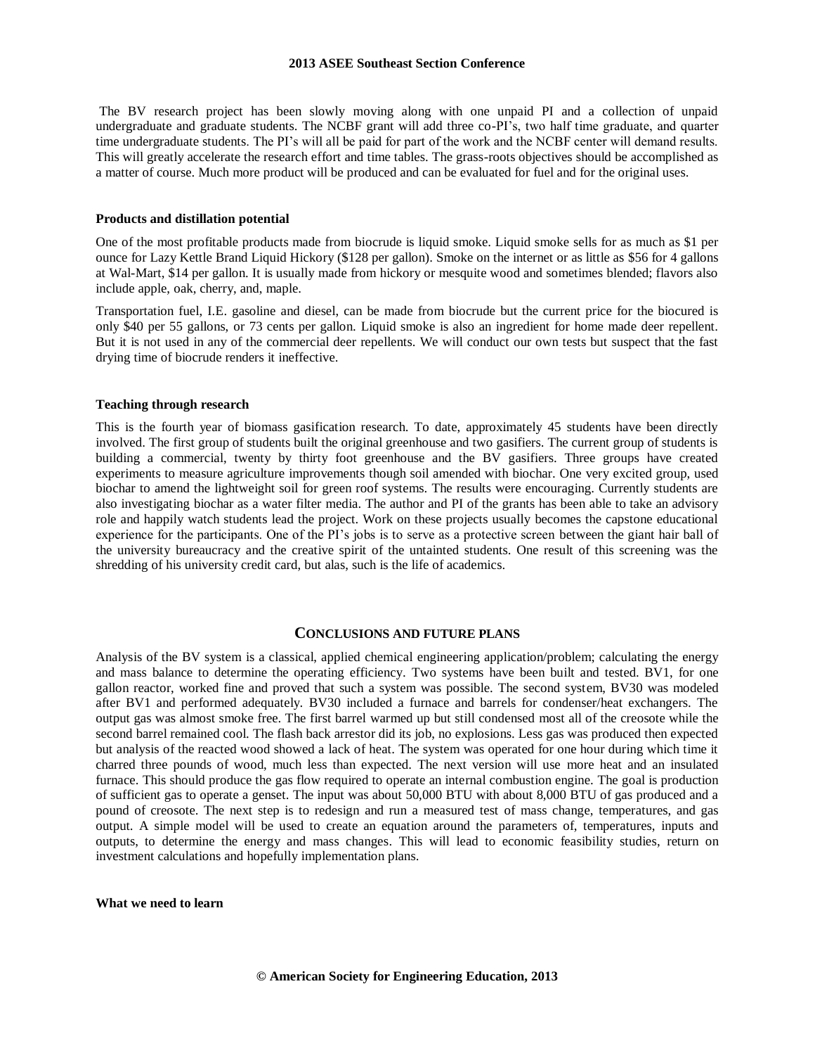The BV research project has been slowly moving along with one unpaid PI and a collection of unpaid undergraduate and graduate students. The NCBF grant will add three co-PI's, two half time graduate, and quarter time undergraduate students. The PI's will all be paid for part of the work and the NCBF center will demand results. This will greatly accelerate the research effort and time tables. The grass-roots objectives should be accomplished as a matter of course. Much more product will be produced and can be evaluated for fuel and for the original uses.

### Products and distillation potential

One of the most profitable products made from biocrude is liquid smoke. Liquid smoke sells for as much as $1 per ounce for Lazy Kettle Brand Liquid Hickory ($128 per gallon). Smoke on the internet or as little as $56 for 4 gallons at Wal-Mart, $14 per gallon. It is usually made from hickory or mesquite wood and sometimes blended; flavors also include apple, oak, cherry, and, maple.

Transportation fuel, I.E. gasoline and diesel, can be made from biocrude but the current price for the biocured is only $40 per 55 gallons, or 73 cents per gallon. Liquid smoke is also an ingredient for home made deer repellent. But it is not used in any of the commercial deer repellents. We will conduct our own tests but suspect that the fast drying time of biocrude renders it ineffective.

### Teaching through research

This is the fourth year of biomass gasification research. To date, approximately 45 students have been directly involved. The first group of students built the original greenhouse and two gasifiers. The current group of students is building a commercial, twenty by thirty foot greenhouse and the BV gasifiers. Three groups have created experiments to measure agriculture improvements though soil amended with biochar. One very excited group, used biochar to amend the lightweight soil for green roof systems. The results were encouraging. Currently students are also investigating biochar as a water filter media. The author and PI of the grants has been able to take an advisory role and happily watch students lead the project. Work on these projects usually becomes the capstone educational experience for the participants. One of the PI's jobs is to serve as a protective screen between the giant hair ball of the university bureaucracy and the creative spirit of the untainted students. One result of this screening was the shredding of his university credit card, but alas, such is the life of academics.

## CONCLUSIONS AND FUTURE PLANS

Analysis of the BV system is a classical, applied chemical engineering application/problem; calculating the energy and mass balance to determine the operating efficiency. Two systems have been built and tested. BV1, for one gallon reactor, worked fine and proved that such a system was possible. The second system, BV30 was modeled after BV1 and performed adequately. BV30 included a furnace and barrels for condenser/heat exchangers. The output gas was almost smoke free. The first barrel warmed up but still condensed most all of the creosote while the second barrel remained cool. The flash back arrestor did its job, no explosions. Less gas was produced then expected but analysis of the reacted wood showed a lack of heat. The system was operated for one hour during which time it charred three pounds of wood, much less than expected. The next version will use more heat and an insulated furnace. This should produce the gas flow required to operate an internal combustion engine. The goal is production of sufficient gas to operate a genset. The input was about 50,000 BTU with about 8,000 BTU of gas produced and a pound of creosote. The next step is to redesign and run a measured test of mass change, temperatures, and gas output. A simple model will be used to create an equation around the parameters of, temperatures, inputs and outputs, to determine the energy and mass changes. This will lead to economic feasibility studies, return on investment calculations and hopefully implementation plans.

### What we need to learn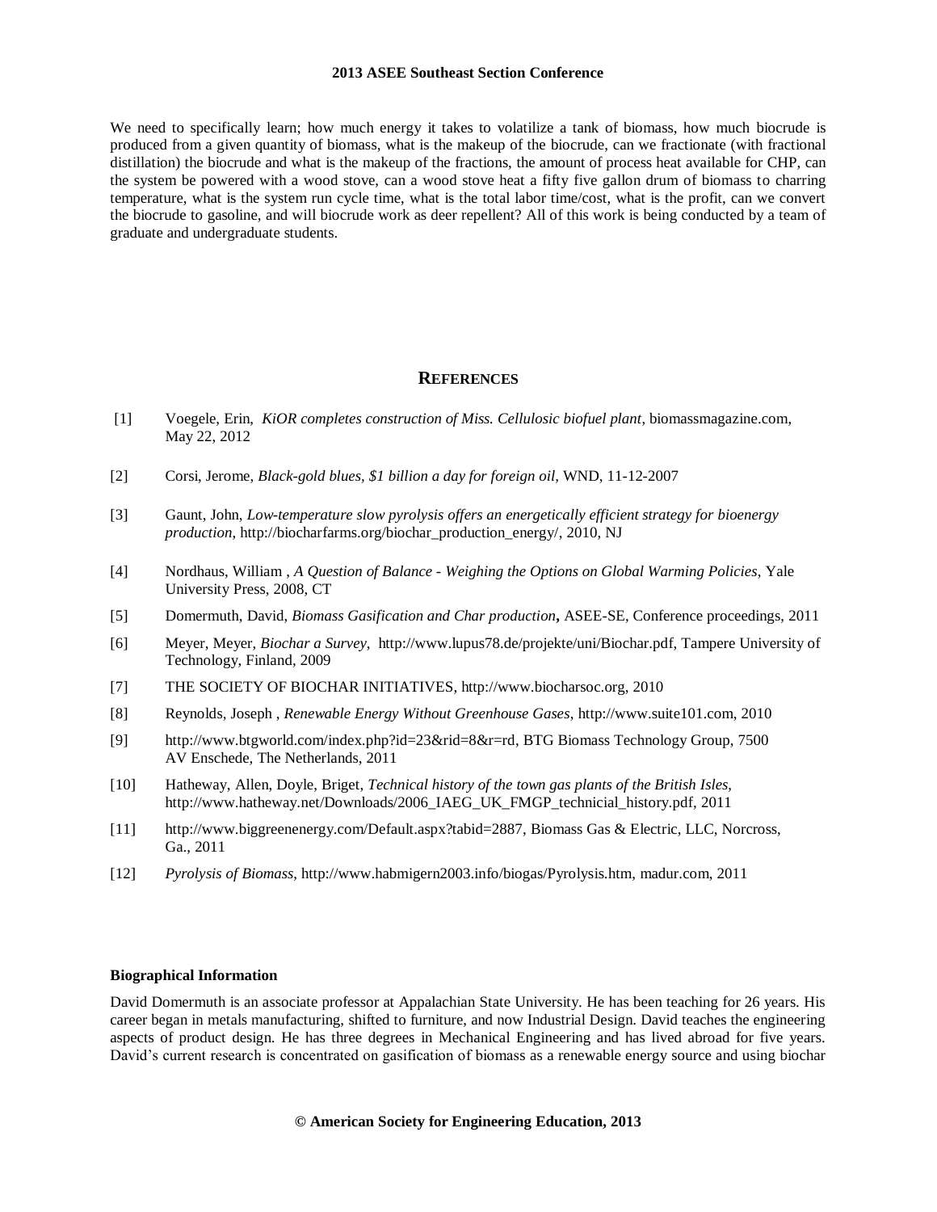We need to specifically learn; how much energy it takes to volatilize a tank of biomass, how much biocrude is produced from a given quantity of biomass, what is the makeup of the biocrude, can we fractionate (with fractional distillation) the biocrude and what is the makeup of the fractions, the amount of process heat available for CHP, can the system be powered with a wood stove, can a wood stove heat a fifty five gallon drum of biomass to charring temperature, what is the system run cycle time, what is the total labor time/cost, what is the profit, can we convert the biocrude to gasoline, and will biocrude work as deer repellent? All of this work is being conducted by a team of graduate and undergraduate students.

## REFERENCES

[1] Voegele, Erin, *KiOR completes construction of Miss. Cellulosic biofuel plant*, biomassmagazine.com, May 22, 2012

[2] Corsi, Jerome, *Black-gold blues, $1 billion a day for foreign oil*, WND, 11-12-2007

[3] Gaunt, John, *Low-temperature slow pyrolysis offers an energetically efficient strategy for bioenergy production*, http://biocharfarms.org/biochar_production_energy/, 2010, NJ

[4] Nordhaus, William , *A Question of Balance - Weighing the Options on Global Warming Policies*, Yale University Press, 2008, CT

[5] Domermuth, David, *Biomass Gasification and Char production***,** ASEE-SE, Conference proceedings, 2011

[6] Meyer, Meyer, *Biochar a Survey*, http://www.lupus78.de/projekte/uni/Biochar.pdf, Tampere University of Technology, Finland, 2009

[7] THE SOCIETY OF BIOCHAR INITIATIVES, http://www.biocharsoc.org, 2010

[8] Reynolds, Joseph , *Renewable Energy Without Greenhouse Gases*, http://www.suite101.com, 2010

[9] http://www.btgworld.com/index.php?id=23&rid=8&r=rd, BTG Biomass Technology Group, 7500 AV Enschede, The Netherlands, 2011

[10] Hatheway, Allen, Doyle, Briget, *Technical history of the town gas plants of the British Isles*, http://www.hatheway.net/Downloads/2006_IAEG_UK_FMGP_technicial_history.pdf, 2011

[11] http://www.biggreenenergy.com/Default.aspx?tabid=2887, Biomass Gas & Electric, LLC, Norcross, Ga., 2011

[12] *Pyrolysis of Biomass*, http://www.habmigern2003.info/biogas/Pyrolysis.htm, madur.com, 2011

**Biographical Information**

David Domermuth is an associate professor at Appalachian State University. He has been teaching for 26 years. His career began in metals manufacturing, shifted to furniture, and now Industrial Design. David teaches the engineering aspects of product design. He has three degrees in Mechanical Engineering and has lived abroad for five years. David's current research is concentrated on gasification of biomass as a renewable energy source and using biochar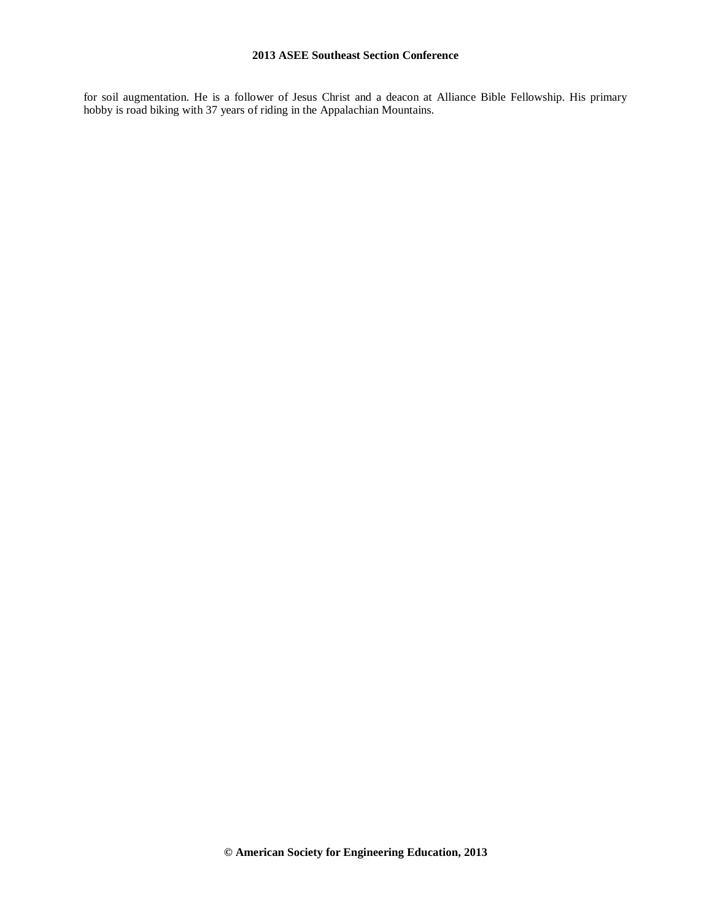for soil augmentation. He is a follower of Jesus Christ and a deacon at Alliance Bible Fellowship. His primary hobby is road biking with 37 years of riding in the Appalachian Mountains.